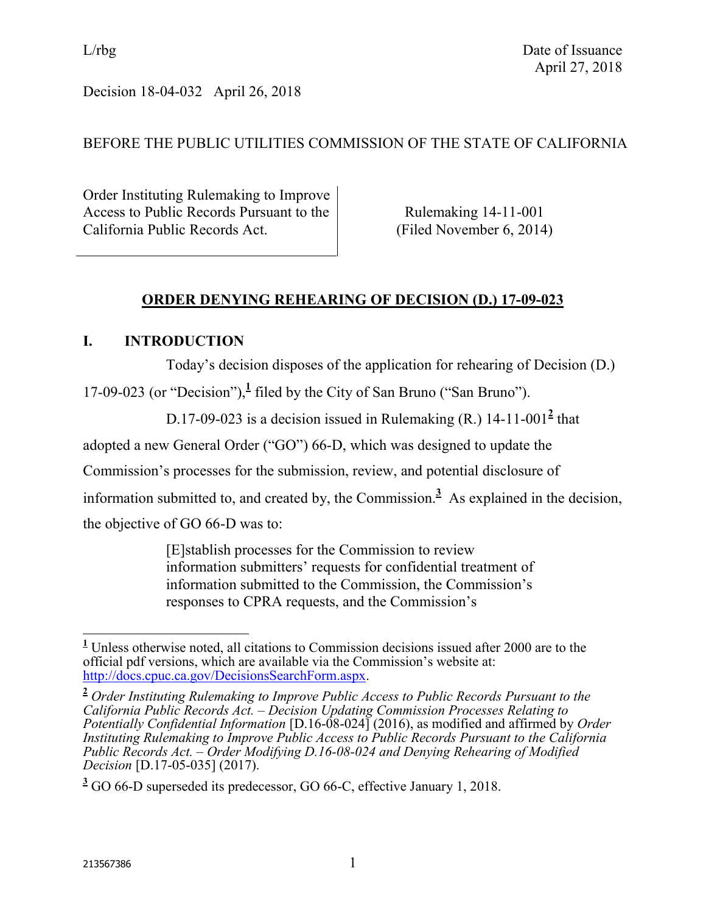L/rbg

Date of Issuance
April 27, 2018

Decision 18-04-032 April 26, 2018

BEFORE THE PUBLIC UTILITIES COMMISSION OF THE STATE OF CALIFORNIA

| Order Instituting Rulemaking to Improve Access to Public Records Pursuant to the California Public Records Act. | Rulemaking 14-11-001 (Filed November 6, 2014) |
| --- | --- |

## **ORDER DENYING REHEARING OF DECISION (D.) 17-09-023**

## **I. INTRODUCTION**

Today's decision disposes of the application for rehearing of Decision (D.) 17-09-023 (or "Decision"),[1] filed by the City of San Bruno ("San Bruno").

D.17-09-023 is a decision issued in Rulemaking (R.) 14-11-001[2] that adopted a new General Order ("GO") 66-D, which was designed to update the Commission's processes for the submission, review, and potential disclosure of information submitted to, and created by, the Commission.[3] As explained in the decision, the objective of GO 66-D was to:

> [E]stablish processes for the Commission to review information submitters' requests for confidential treatment of information submitted to the Commission, the Commission's responses to CPRA requests, and the Commission's

---

[1] Unless otherwise noted, all citations to Commission decisions issued after 2000 are to the official pdf versions, which are available via the Commission's website at: http://docs.cpuc.ca.gov/DecisionsSearchForm.aspx.

[2] *Order Instituting Rulemaking to Improve Public Access to Public Records Pursuant to the California Public Records Act. – Decision Updating Commission Processes Relating to Potentially Confidential Information* [D.16-08-024] (2016), as modified and affirmed by *Order Instituting Rulemaking to Improve Public Access to Public Records Pursuant to the California Public Records Act. – Order Modifying D.16-08-024 and Denying Rehearing of Modified Decision* [D.17-05-035] (2017).

[3] GO 66-D superseded its predecessor, GO 66-C, effective January 1, 2018.

213567386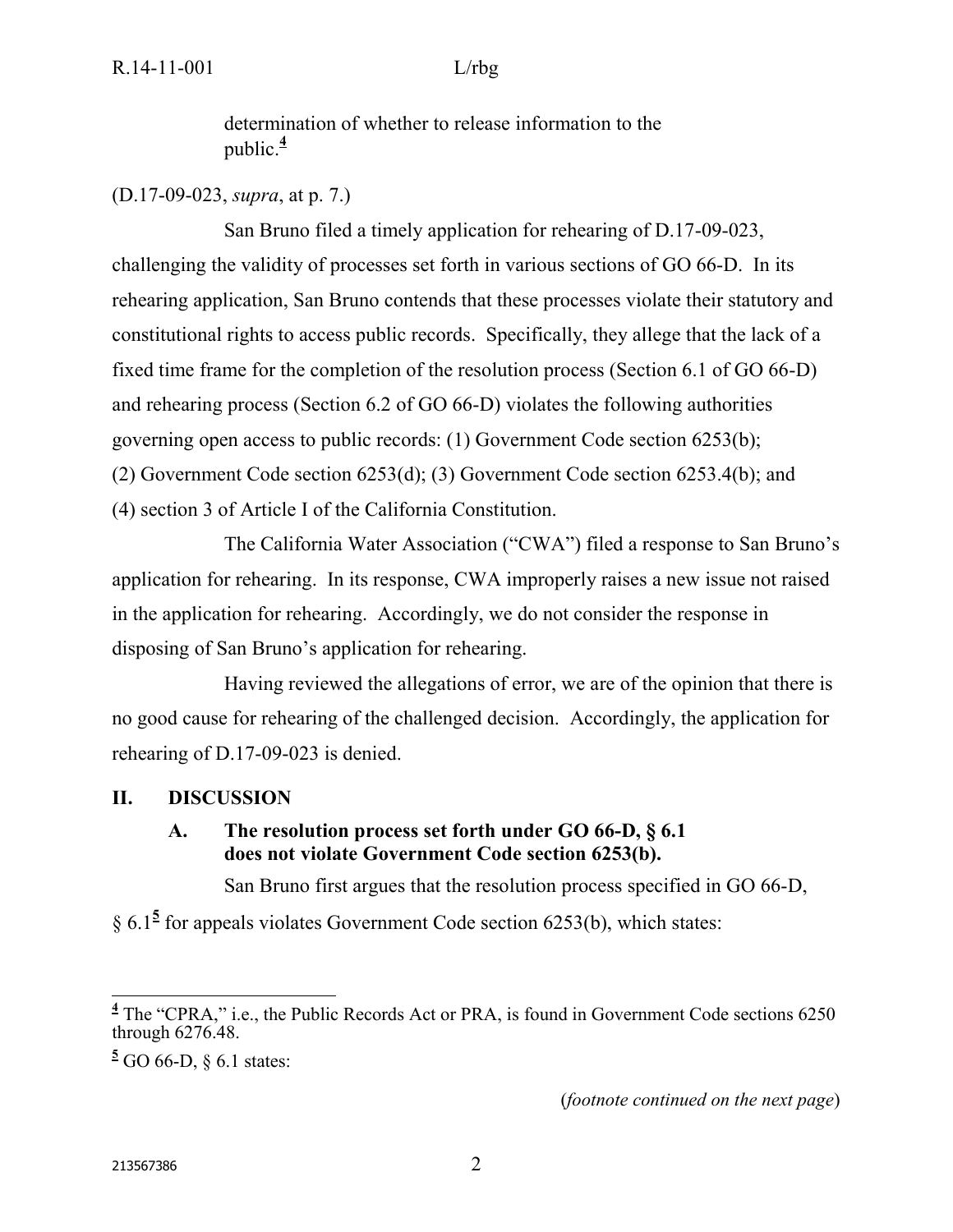determination of whether to release information to the public.[4]

(D.17-09-023, *supra*, at p. 7.)

San Bruno filed a timely application for rehearing of D.17-09-023, challenging the validity of processes set forth in various sections of GO 66-D. In its rehearing application, San Bruno contends that these processes violate their statutory and constitutional rights to access public records. Specifically, they allege that the lack of a fixed time frame for the completion of the resolution process (Section 6.1 of GO 66-D) and rehearing process (Section 6.2 of GO 66-D) violates the following authorities governing open access to public records: (1) Government Code section 6253(b); (2) Government Code section 6253(d); (3) Government Code section 6253.4(b); and (4) section 3 of Article I of the California Constitution.

The California Water Association ("CWA") filed a response to San Bruno's application for rehearing. In its response, CWA improperly raises a new issue not raised in the application for rehearing. Accordingly, we do not consider the response in disposing of San Bruno's application for rehearing.

Having reviewed the allegations of error, we are of the opinion that there is no good cause for rehearing of the challenged decision. Accordingly, the application for rehearing of D.17-09-023 is denied.

## II. DISCUSSION

### A. The resolution process set forth under GO 66-D, § 6.1 does not violate Government Code section 6253(b).

San Bruno first argues that the resolution process specified in GO 66-D, § 6.1[5] for appeals violates Government Code section 6253(b), which states:

---

[4] The "CPRA," i.e., the Public Records Act or PRA, is found in Government Code sections 6250 through 6276.48.

[5] GO 66-D, § 6.1 states:

(*footnote continued on the next page*)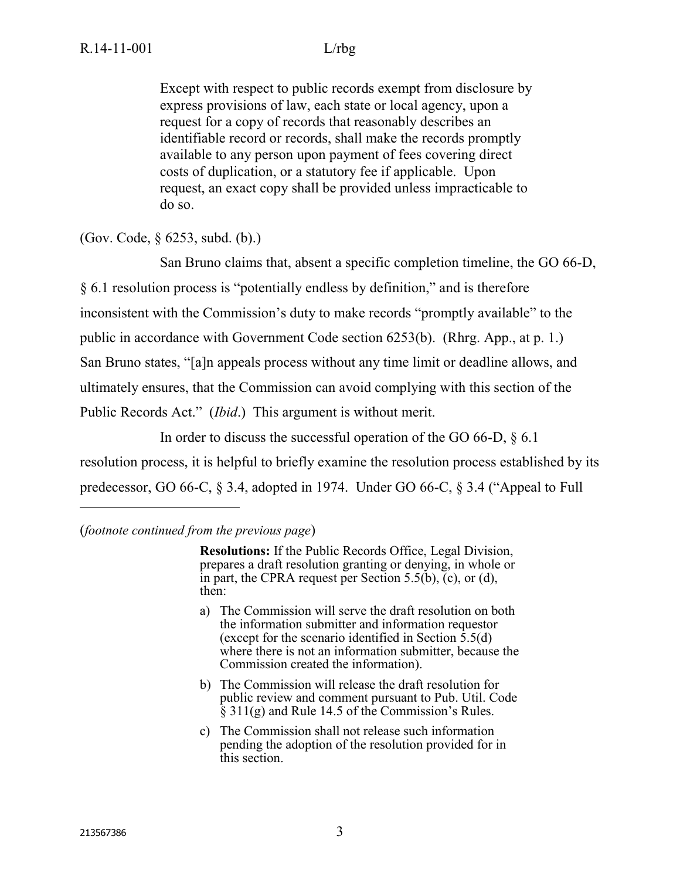> Except with respect to public records exempt from disclosure by express provisions of law, each state or local agency, upon a request for a copy of records that reasonably describes an identifiable record or records, shall make the records promptly available to any person upon payment of fees covering direct costs of duplication, or a statutory fee if applicable. Upon request, an exact copy shall be provided unless impracticable to do so.

(Gov. Code, § 6253, subd. (b).)

San Bruno claims that, absent a specific completion timeline, the GO 66-D, § 6.1 resolution process is "potentially endless by definition," and is therefore inconsistent with the Commission's duty to make records "promptly available" to the public in accordance with Government Code section 6253(b). (Rhrg. App., at p. 1.) San Bruno states, "[a]n appeals process without any time limit or deadline allows, and ultimately ensures, that the Commission can avoid complying with this section of the Public Records Act." (*Ibid*.) This argument is without merit.

In order to discuss the successful operation of the GO 66-D, § 6.1 resolution process, it is helpful to briefly examine the resolution process established by its predecessor, GO 66-C, § 3.4, adopted in 1974. Under GO 66-C, § 3.4 ("Appeal to Full

---

(*footnote continued from the previous page*)

> **Resolutions:** If the Public Records Office, Legal Division, prepares a draft resolution granting or denying, in whole or in part, the CPRA request per Section 5.5(b), (c), or (d), then:
>
> a) The Commission will serve the draft resolution on both the information submitter and information requestor (except for the scenario identified in Section 5.5(d) where there is not an information submitter, because the Commission created the information).
>
> b) The Commission will release the draft resolution for public review and comment pursuant to Pub. Util. Code § 311(g) and Rule 14.5 of the Commission's Rules.
>
> c) The Commission shall not release such information pending the adoption of the resolution provided for in this section.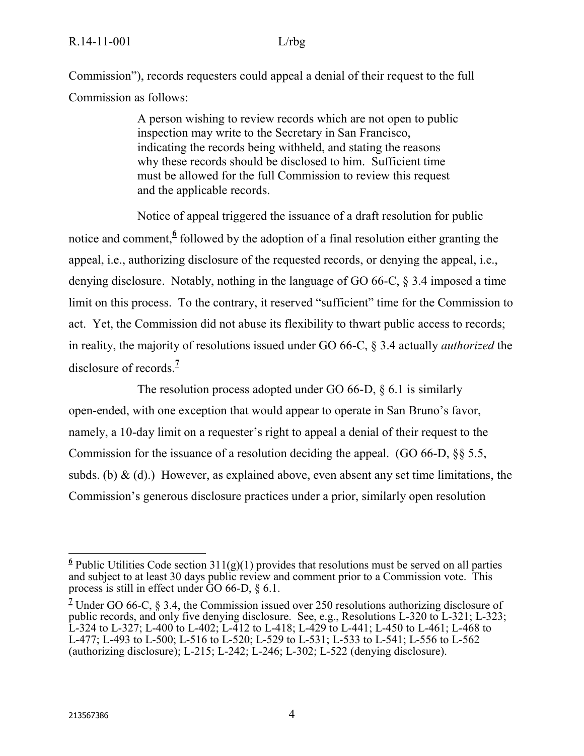Commission"), records requesters could appeal a denial of their request to the full Commission as follows:

> A person wishing to review records which are not open to public inspection may write to the Secretary in San Francisco, indicating the records being withheld, and stating the reasons why these records should be disclosed to him. Sufficient time must be allowed for the full Commission to review this request and the applicable records.

Notice of appeal triggered the issuance of a draft resolution for public notice and comment,[6] followed by the adoption of a final resolution either granting the appeal, i.e., authorizing disclosure of the requested records, or denying the appeal, i.e., denying disclosure. Notably, nothing in the language of GO 66-C, § 3.4 imposed a time limit on this process. To the contrary, it reserved "sufficient" time for the Commission to act. Yet, the Commission did not abuse its flexibility to thwart public access to records; in reality, the majority of resolutions issued under GO 66-C, § 3.4 actually *authorized* the disclosure of records.[7]

The resolution process adopted under GO 66-D, § 6.1 is similarly open-ended, with one exception that would appear to operate in San Bruno's favor, namely, a 10-day limit on a requester's right to appeal a denial of their request to the Commission for the issuance of a resolution deciding the appeal. (GO 66-D, §§ 5.5, subds. (b) & (d).) However, as explained above, even absent any set time limitations, the Commission's generous disclosure practices under a prior, similarly open resolution

---

[6] Public Utilities Code section 311(g)(1) provides that resolutions must be served on all parties and subject to at least 30 days public review and comment prior to a Commission vote. This process is still in effect under GO 66-D, § 6.1.

[7] Under GO 66-C, § 3.4, the Commission issued over 250 resolutions authorizing disclosure of public records, and only five denying disclosure. See, e.g., Resolutions L-320 to L-321; L-323; L-324 to L-327; L-400 to L-402; L-412 to L-418; L-429 to L-441; L-450 to L-461; L-468 to L-477; L-493 to L-500; L-516 to L-520; L-529 to L-531; L-533 to L-541; L-556 to L-562 (authorizing disclosure); L-215; L-242; L-246; L-302; L-522 (denying disclosure).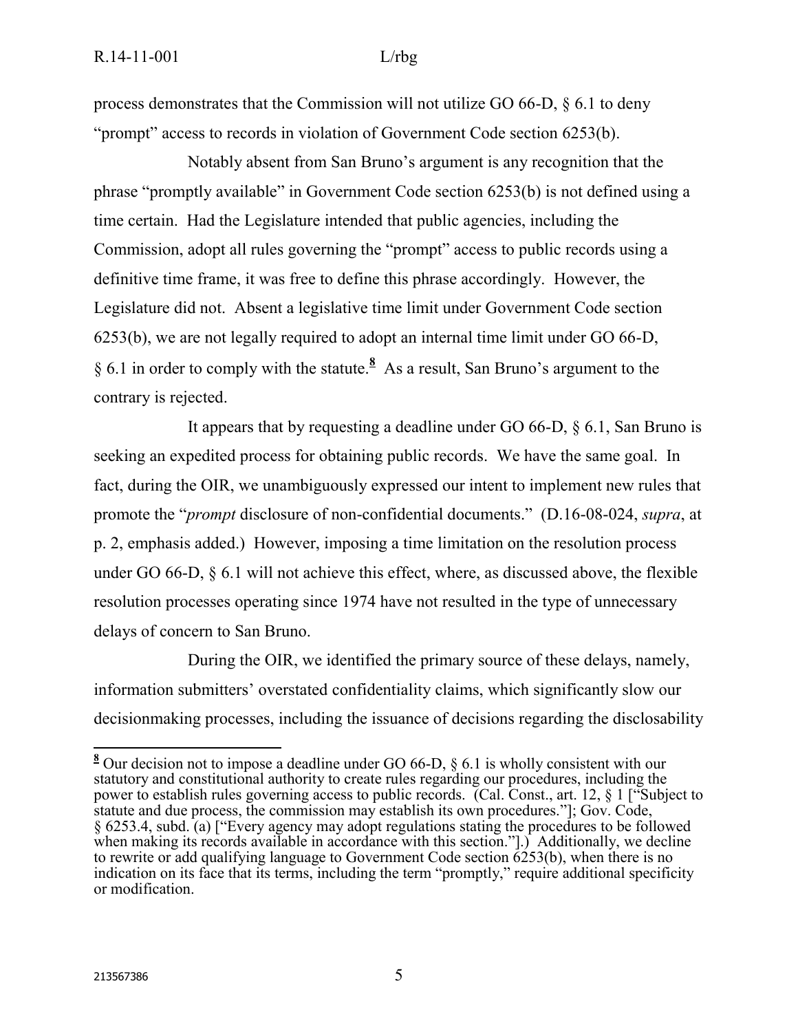process demonstrates that the Commission will not utilize GO 66-D, § 6.1 to deny "prompt" access to records in violation of Government Code section 6253(b).

Notably absent from San Bruno's argument is any recognition that the phrase "promptly available" in Government Code section 6253(b) is not defined using a time certain. Had the Legislature intended that public agencies, including the Commission, adopt all rules governing the "prompt" access to public records using a definitive time frame, it was free to define this phrase accordingly. However, the Legislature did not. Absent a legislative time limit under Government Code section 6253(b), we are not legally required to adopt an internal time limit under GO 66-D, § 6.1 in order to comply with the statute.[8] As a result, San Bruno's argument to the contrary is rejected.

It appears that by requesting a deadline under GO 66-D, § 6.1, San Bruno is seeking an expedited process for obtaining public records. We have the same goal. In fact, during the OIR, we unambiguously expressed our intent to implement new rules that promote the "*prompt* disclosure of non-confidential documents." (D.16-08-024, *supra*, at p. 2, emphasis added.) However, imposing a time limitation on the resolution process under GO 66-D, § 6.1 will not achieve this effect, where, as discussed above, the flexible resolution processes operating since 1974 have not resulted in the type of unnecessary delays of concern to San Bruno.

During the OIR, we identified the primary source of these delays, namely, information submitters' overstated confidentiality claims, which significantly slow our decisionmaking processes, including the issuance of decisions regarding the disclosability

---

[8] Our decision not to impose a deadline under GO 66-D, § 6.1 is wholly consistent with our statutory and constitutional authority to create rules regarding our procedures, including the power to establish rules governing access to public records. (Cal. Const., art. 12, § 1 ["Subject to statute and due process, the commission may establish its own procedures."]; Gov. Code, § 6253.4, subd. (a) ["Every agency may adopt regulations stating the procedures to be followed when making its records available in accordance with this section."].) Additionally, we decline to rewrite or add qualifying language to Government Code section 6253(b), when there is no indication on its face that its terms, including the term "promptly," require additional specificity or modification.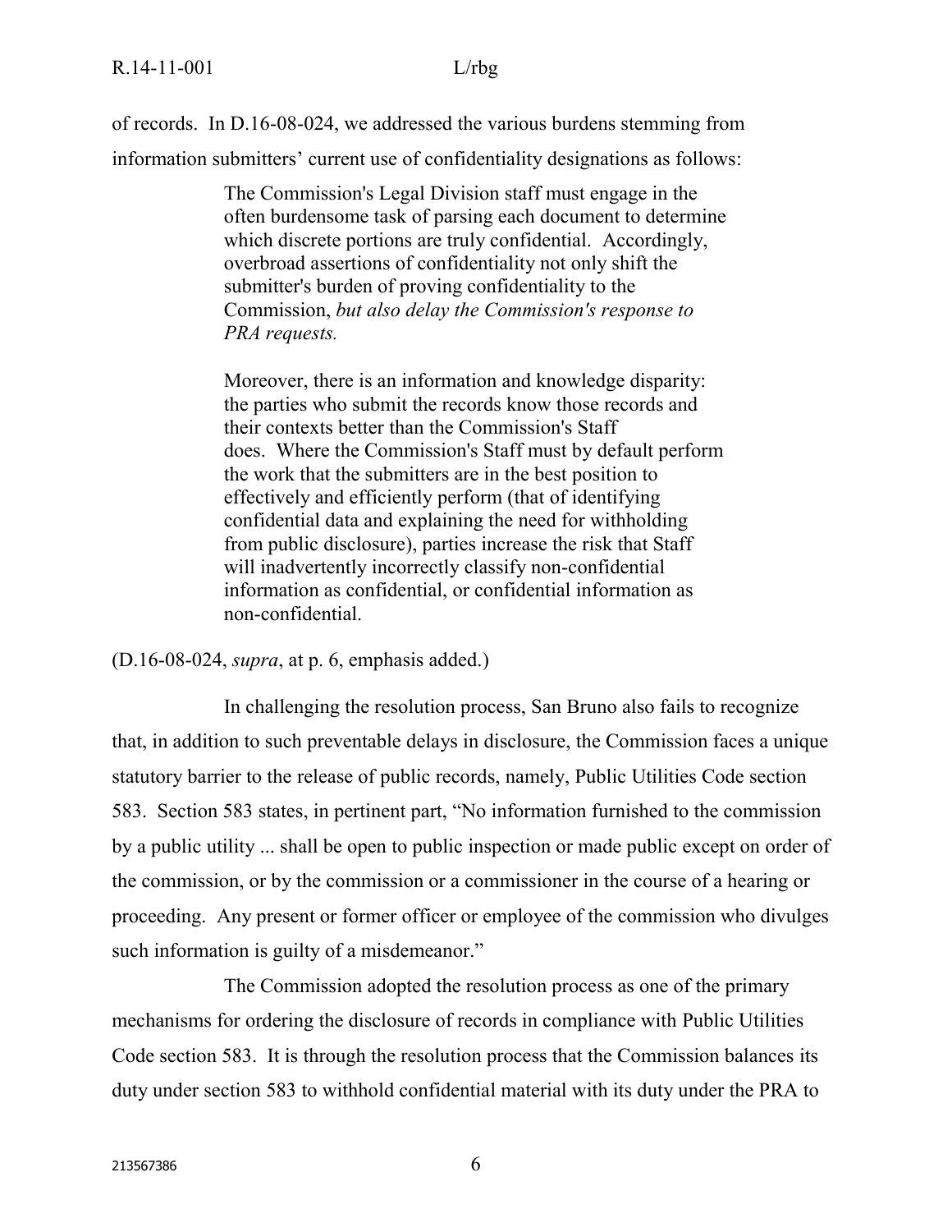of records. In D.16-08-024, we addressed the various burdens stemming from information submitters' current use of confidentiality designations as follows:

> The Commission's Legal Division staff must engage in the often burdensome task of parsing each document to determine which discrete portions are truly confidential. Accordingly, overbroad assertions of confidentiality not only shift the submitter's burden of proving confidentiality to the Commission, *but also delay the Commission's response to PRA requests.*
>
> Moreover, there is an information and knowledge disparity: the parties who submit the records know those records and their contexts better than the Commission's Staff does. Where the Commission's Staff must by default perform the work that the submitters are in the best position to effectively and efficiently perform (that of identifying confidential data and explaining the need for withholding from public disclosure), parties increase the risk that Staff will inadvertently incorrectly classify non-confidential information as confidential, or confidential information as non-confidential.

(D.16-08-024, *supra*, at p. 6, emphasis added.)

In challenging the resolution process, San Bruno also fails to recognize that, in addition to such preventable delays in disclosure, the Commission faces a unique statutory barrier to the release of public records, namely, Public Utilities Code section 583. Section 583 states, in pertinent part, "No information furnished to the commission by a public utility ... shall be open to public inspection or made public except on order of the commission, or by the commission or a commissioner in the course of a hearing or proceeding. Any present or former officer or employee of the commission who divulges such information is guilty of a misdemeanor."

The Commission adopted the resolution process as one of the primary mechanisms for ordering the disclosure of records in compliance with Public Utilities Code section 583. It is through the resolution process that the Commission balances its duty under section 583 to withhold confidential material with its duty under the PRA to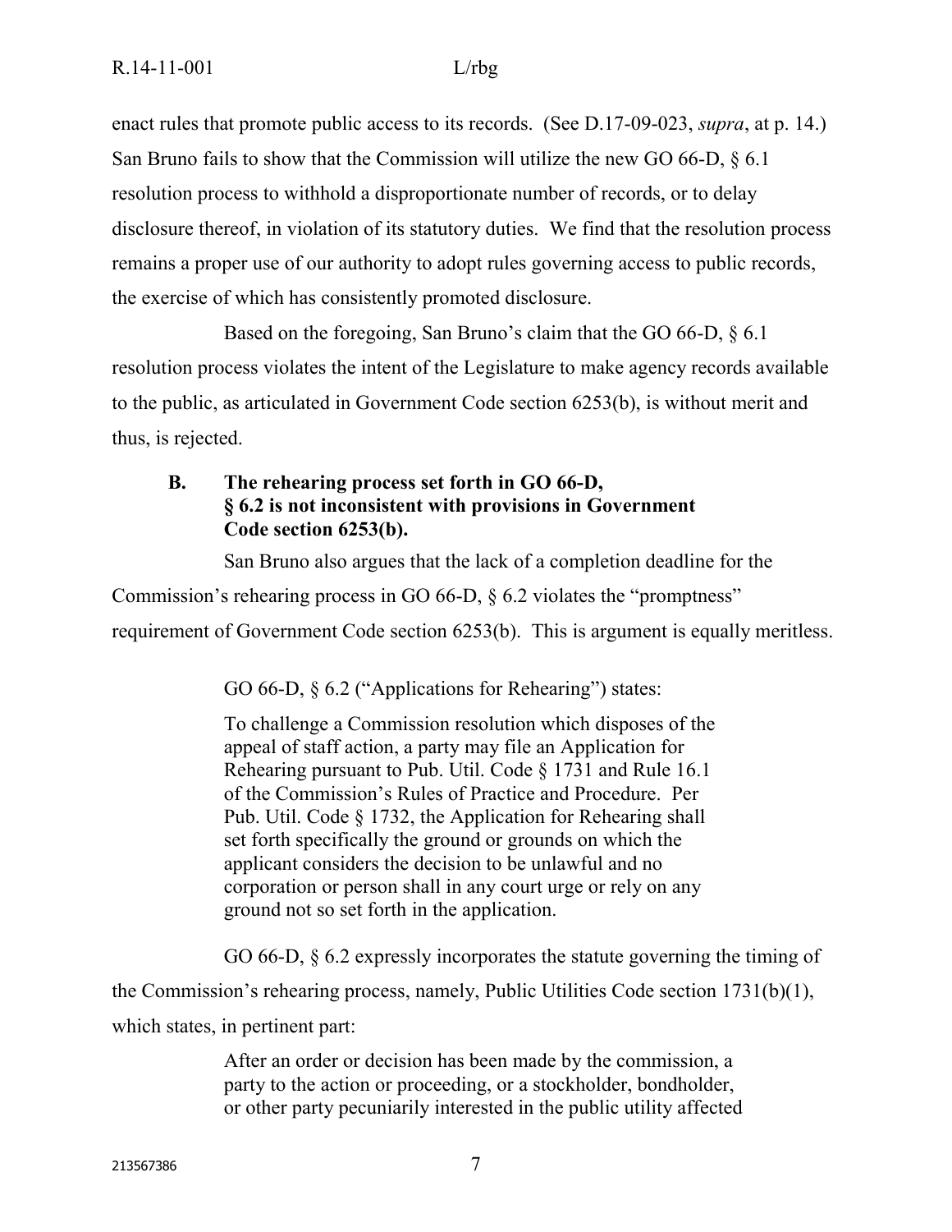enact rules that promote public access to its records. (See D.17-09-023, *supra*, at p. 14.) San Bruno fails to show that the Commission will utilize the new GO 66-D, § 6.1 resolution process to withhold a disproportionate number of records, or to delay disclosure thereof, in violation of its statutory duties. We find that the resolution process remains a proper use of our authority to adopt rules governing access to public records, the exercise of which has consistently promoted disclosure.

Based on the foregoing, San Bruno's claim that the GO 66-D, § 6.1 resolution process violates the intent of the Legislature to make agency records available to the public, as articulated in Government Code section 6253(b), is without merit and thus, is rejected.

### B. The rehearing process set forth in GO 66-D, § 6.2 is not inconsistent with provisions in Government Code section 6253(b).

San Bruno also argues that the lack of a completion deadline for the Commission's rehearing process in GO 66-D, § 6.2 violates the "promptness" requirement of Government Code section 6253(b). This is argument is equally meritless.

GO 66-D, § 6.2 ("Applications for Rehearing") states:

> To challenge a Commission resolution which disposes of the appeal of staff action, a party may file an Application for Rehearing pursuant to Pub. Util. Code § 1731 and Rule 16.1 of the Commission's Rules of Practice and Procedure. Per Pub. Util. Code § 1732, the Application for Rehearing shall set forth specifically the ground or grounds on which the applicant considers the decision to be unlawful and no corporation or person shall in any court urge or rely on any ground not so set forth in the application.

GO 66-D, § 6.2 expressly incorporates the statute governing the timing of the Commission's rehearing process, namely, Public Utilities Code section 1731(b)(1), which states, in pertinent part:

> After an order or decision has been made by the commission, a party to the action or proceeding, or a stockholder, bondholder, or other party pecuniarily interested in the public utility affected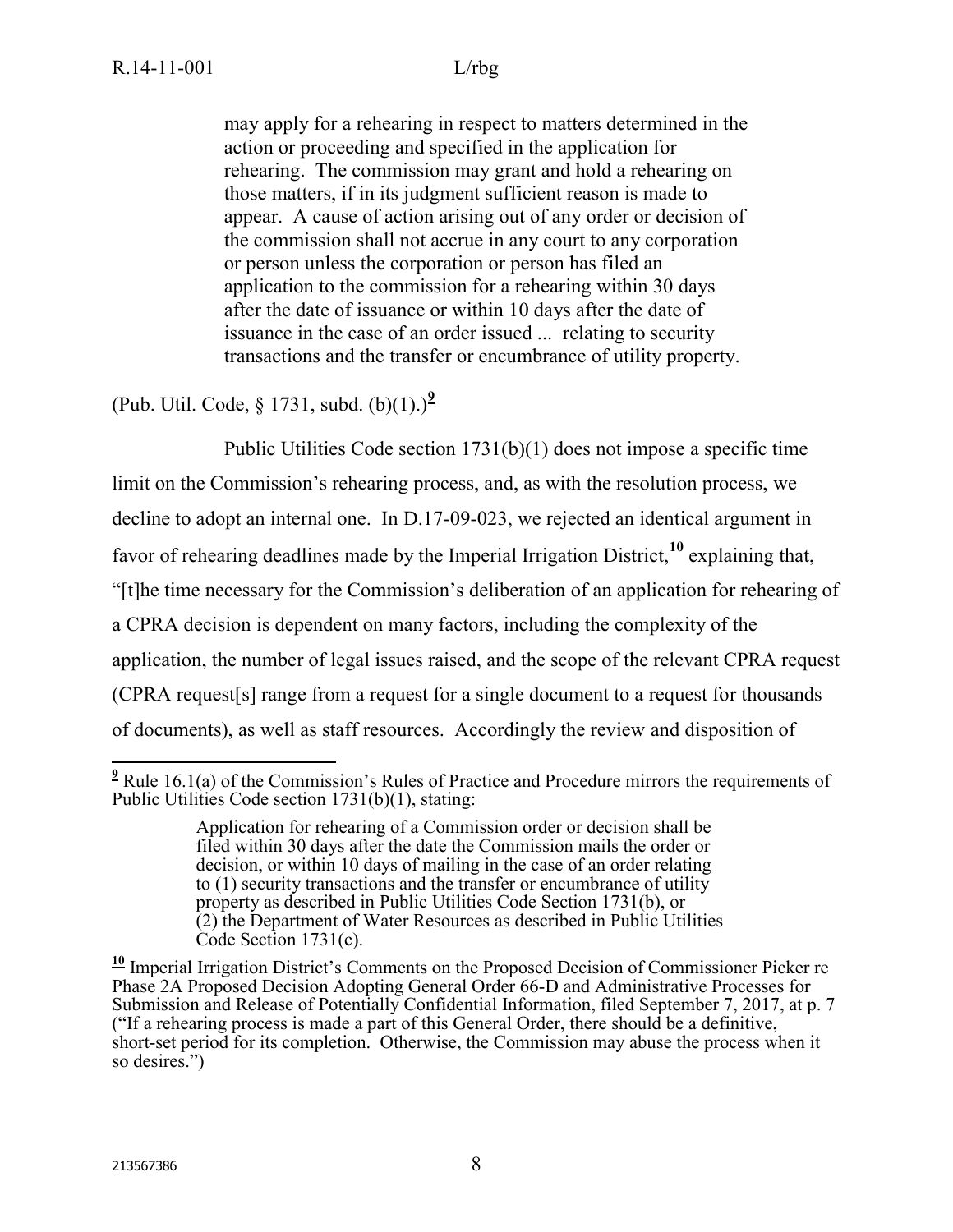> may apply for a rehearing in respect to matters determined in the action or proceeding and specified in the application for rehearing. The commission may grant and hold a rehearing on those matters, if in its judgment sufficient reason is made to appear. A cause of action arising out of any order or decision of the commission shall not accrue in any court to any corporation or person unless the corporation or person has filed an application to the commission for a rehearing within 30 days after the date of issuance or within 10 days after the date of issuance in the case of an order issued ... relating to security transactions and the transfer or encumbrance of utility property.

(Pub. Util. Code, § 1731, subd. (b)(1).)[9]

Public Utilities Code section 1731(b)(1) does not impose a specific time limit on the Commission's rehearing process, and, as with the resolution process, we decline to adopt an internal one. In D.17-09-023, we rejected an identical argument in favor of rehearing deadlines made by the Imperial Irrigation District,[10] explaining that, "[t]he time necessary for the Commission's deliberation of an application for rehearing of a CPRA decision is dependent on many factors, including the complexity of the application, the number of legal issues raised, and the scope of the relevant CPRA request (CPRA request[s] range from a request for a single document to a request for thousands of documents), as well as staff resources. Accordingly the review and disposition of

---

[9] Rule 16.1(a) of the Commission's Rules of Practice and Procedure mirrors the requirements of Public Utilities Code section 1731(b)(1), stating:

> Application for rehearing of a Commission order or decision shall be filed within 30 days after the date the Commission mails the order or decision, or within 10 days of mailing in the case of an order relating to (1) security transactions and the transfer or encumbrance of utility property as described in Public Utilities Code Section 1731(b), or (2) the Department of Water Resources as described in Public Utilities Code Section 1731(c).

[10] Imperial Irrigation District's Comments on the Proposed Decision of Commissioner Picker re Phase 2A Proposed Decision Adopting General Order 66-D and Administrative Processes for Submission and Release of Potentially Confidential Information, filed September 7, 2017, at p. 7 ("If a rehearing process is made a part of this General Order, there should be a definitive, short-set period for its completion. Otherwise, the Commission may abuse the process when it so desires.")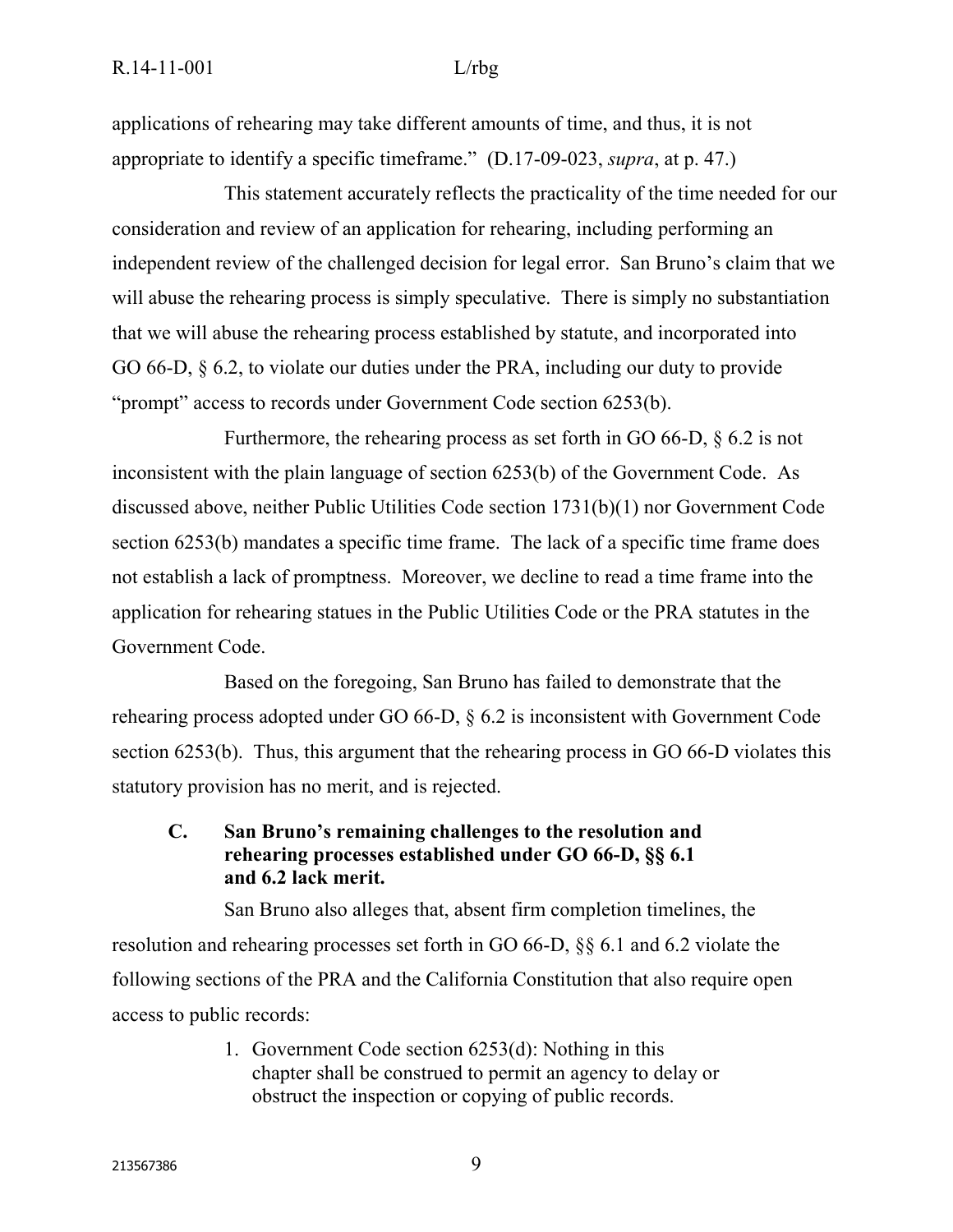applications of rehearing may take different amounts of time, and thus, it is not appropriate to identify a specific timeframe." (D.17-09-023, *supra*, at p. 47.)

This statement accurately reflects the practicality of the time needed for our consideration and review of an application for rehearing, including performing an independent review of the challenged decision for legal error. San Bruno's claim that we will abuse the rehearing process is simply speculative. There is simply no substantiation that we will abuse the rehearing process established by statute, and incorporated into GO 66-D, § 6.2, to violate our duties under the PRA, including our duty to provide "prompt" access to records under Government Code section 6253(b).

Furthermore, the rehearing process as set forth in GO 66-D, § 6.2 is not inconsistent with the plain language of section 6253(b) of the Government Code. As discussed above, neither Public Utilities Code section 1731(b)(1) nor Government Code section 6253(b) mandates a specific time frame. The lack of a specific time frame does not establish a lack of promptness. Moreover, we decline to read a time frame into the application for rehearing statues in the Public Utilities Code or the PRA statutes in the Government Code.

Based on the foregoing, San Bruno has failed to demonstrate that the rehearing process adopted under GO 66-D, § 6.2 is inconsistent with Government Code section 6253(b). Thus, this argument that the rehearing process in GO 66-D violates this statutory provision has no merit, and is rejected.

### C. San Bruno's remaining challenges to the resolution and rehearing processes established under GO 66-D, §§ 6.1 and 6.2 lack merit.

San Bruno also alleges that, absent firm completion timelines, the resolution and rehearing processes set forth in GO 66-D, §§ 6.1 and 6.2 violate the following sections of the PRA and the California Constitution that also require open access to public records:

1. Government Code section 6253(d): Nothing in this chapter shall be construed to permit an agency to delay or obstruct the inspection or copying of public records.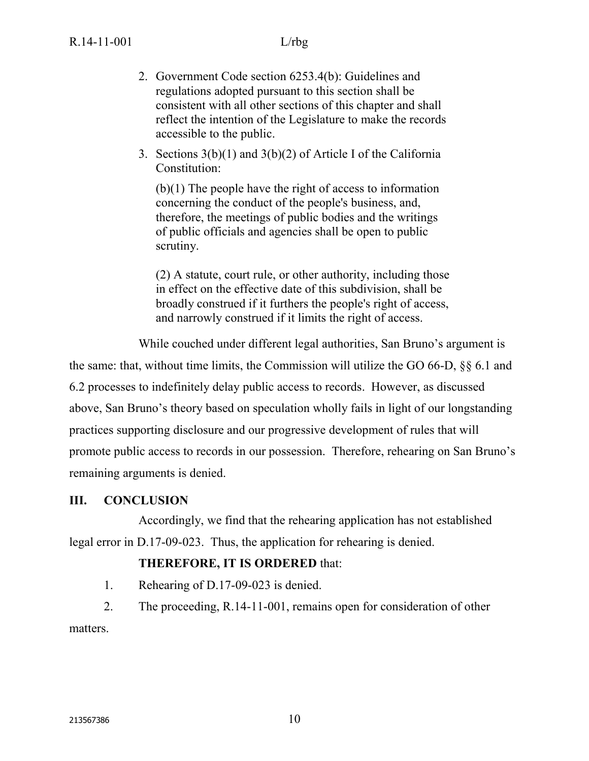2. Government Code section 6253.4(b): Guidelines and regulations adopted pursuant to this section shall be consistent with all other sections of this chapter and shall reflect the intention of the Legislature to make the records accessible to the public.

3. Sections 3(b)(1) and 3(b)(2) of Article I of the California Constitution:

   (b)(1) The people have the right of access to information concerning the conduct of the people's business, and, therefore, the meetings of public bodies and the writings of public officials and agencies shall be open to public scrutiny.

   (2) A statute, court rule, or other authority, including those in effect on the effective date of this subdivision, shall be broadly construed if it furthers the people's right of access, and narrowly construed if it limits the right of access.

While couched under different legal authorities, San Bruno's argument is the same: that, without time limits, the Commission will utilize the GO 66-D, §§ 6.1 and 6.2 processes to indefinitely delay public access to records. However, as discussed above, San Bruno's theory based on speculation wholly fails in light of our longstanding practices supporting disclosure and our progressive development of rules that will promote public access to records in our possession. Therefore, rehearing on San Bruno's remaining arguments is denied.

## III. CONCLUSION

Accordingly, we find that the rehearing application has not established legal error in D.17-09-023. Thus, the application for rehearing is denied.

**THEREFORE, IT IS ORDERED** that:

1. Rehearing of D.17-09-023 is denied.
2. The proceeding, R.14-11-001, remains open for consideration of other matters.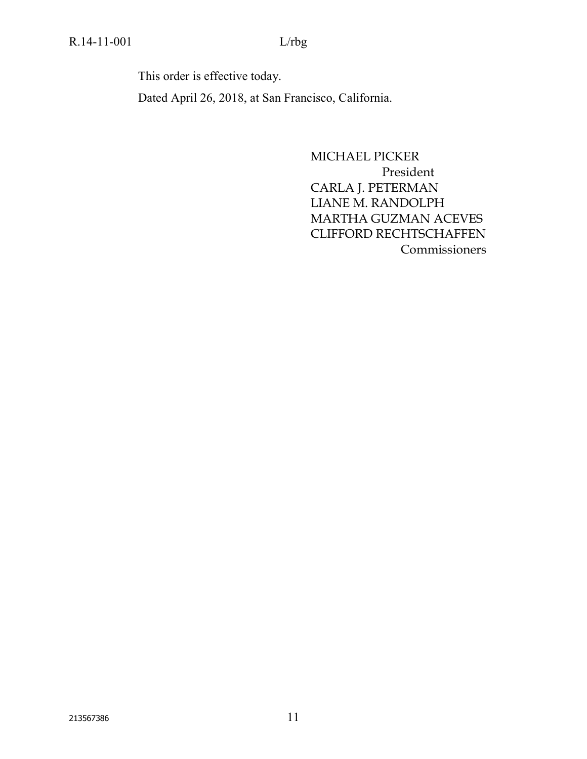This order is effective today.

Dated April 26, 2018, at San Francisco, California.

MICHAEL PICKER
President
CARLA J. PETERMAN
LIANE M. RANDOLPH
MARTHA GUZMAN ACEVES
CLIFFORD RECHTSCHAFFEN
Commissioners